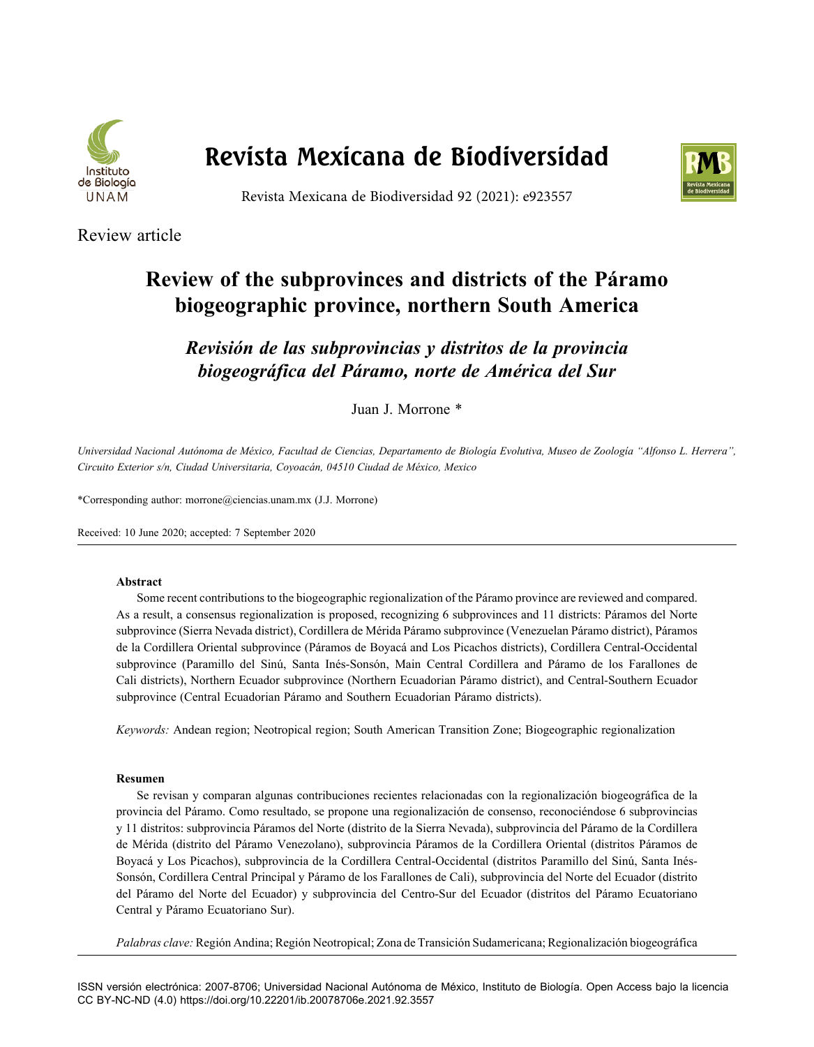Review article

# Review of the subprovinces and districts of the Páramo biogeographic province, northern South America

## *Revisión de las subprovincias y distritos de la provincia biogeográfica del Páramo, norte de América del Sur*

Juan J. Morrone *

*Universidad Nacional Autónoma de México, Facultad de Ciencias, Departamento de Biología Evolutiva, Museo de Zoología "Alfonso L. Herrera", Circuito Exterior s/n, Ciudad Universitaria, Coyoacán, 04510 Ciudad de México, Mexico*

*Corresponding author: morrone@ciencias.unam.mx (J.J. Morrone)

Received: 10 June 2020; accepted: 7 September 2020

### Abstract

Some recent contributions to the biogeographic regionalization of the Páramo province are reviewed and compared. As a result, a consensus regionalization is proposed, recognizing 6 subprovinces and 11 districts: Páramos del Norte subprovince (Sierra Nevada district), Cordillera de Mérida Páramo subprovince (Venezuelan Páramo district), Páramos de la Cordillera Oriental subprovince (Páramos de Boyacá and Los Picachos districts), Cordillera Central-Occidental subprovince (Paramillo del Sinú, Santa Inés-Sonsón, Main Central Cordillera and Páramo de los Farallones de Cali districts), Northern Ecuador subprovince (Northern Ecuadorian Páramo district), and Central-Southern Ecuador subprovince (Central Ecuadorian Páramo and Southern Ecuadorian Páramo districts).

*Keywords:* Andean region; Neotropical region; South American Transition Zone; Biogeographic regionalization

### Resumen

Se revisan y comparan algunas contribuciones recientes relacionadas con la regionalización biogeográfica de la provincia del Páramo. Como resultado, se propone una regionalización de consenso, reconociéndose 6 subprovincias y 11 distritos: subprovincia Páramos del Norte (distrito de la Sierra Nevada), subprovincia del Páramo de la Cordillera de Mérida (distrito del Páramo Venezolano), subprovincia Páramos de la Cordillera Oriental (distritos Páramos de Boyacá y Los Picachos), subprovincia de la Cordillera Central-Occidental (distritos Paramillo del Sinú, Santa Inés-Sonsón, Cordillera Central Principal y Páramo de los Farallones de Cali), subprovincia del Norte del Ecuador (distrito del Páramo del Norte del Ecuador) y subprovincia del Centro-Sur del Ecuador (distritos del Páramo Ecuatoriano Central y Páramo Ecuatoriano Sur).

*Palabras clave:* Región Andina; Región Neotropical; Zona de Transición Sudamericana; Regionalización biogeográfica

ISSN versión electrónica: 2007-8706; Universidad Nacional Autónoma de México, Instituto de Biología. Open Access bajo la licencia CC BY-NC-ND (4.0) https://doi.org/10.22201/ib.20078706e.2021.92.3557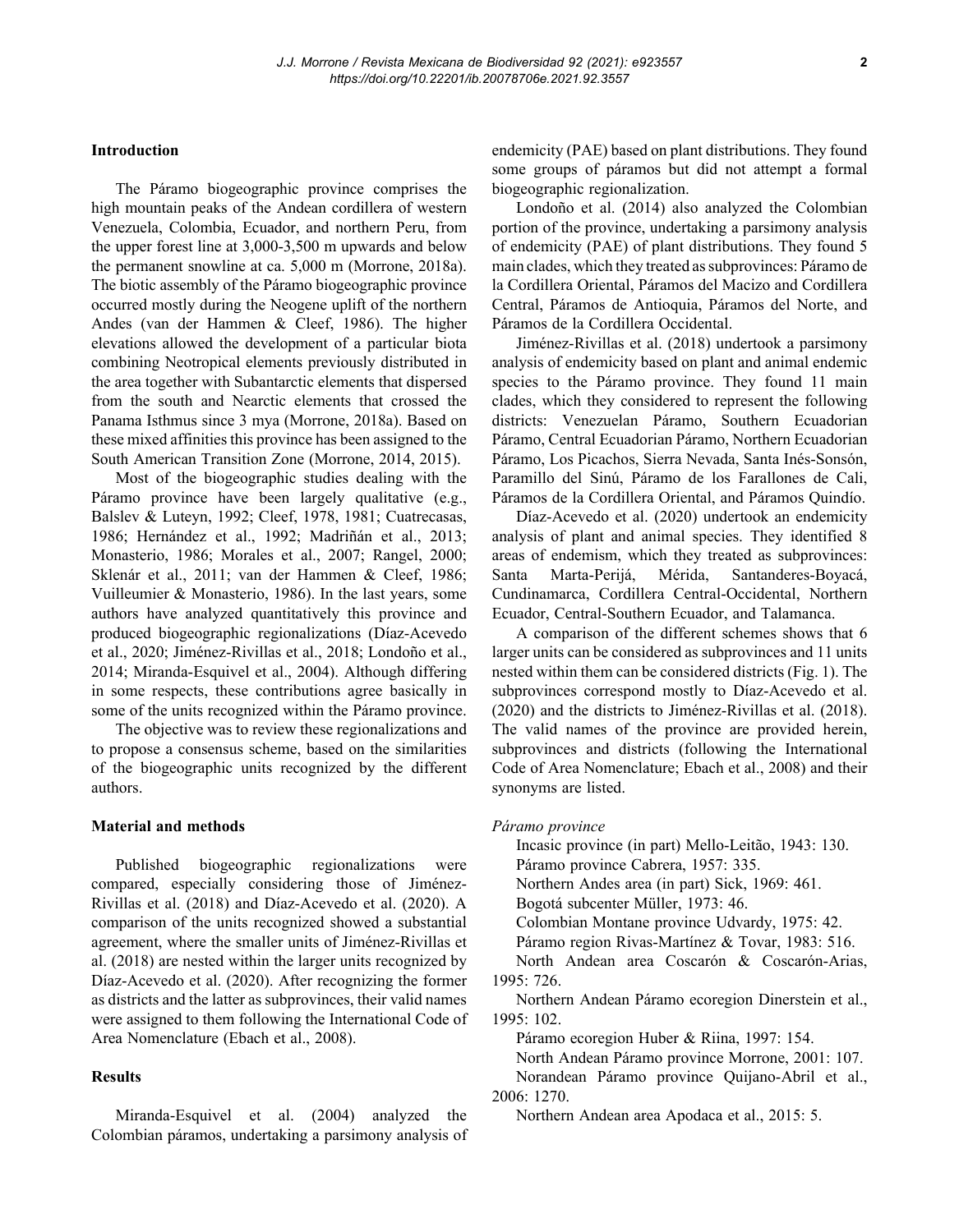## Introduction

The Páramo biogeographic province comprises the high mountain peaks of the Andean cordillera of western Venezuela, Colombia, Ecuador, and northern Peru, from the upper forest line at 3,000-3,500 m upwards and below the permanent snowline at ca. 5,000 m (Morrone, 2018a). The biotic assembly of the Páramo biogeographic province occurred mostly during the Neogene uplift of the northern Andes (van der Hammen & Cleef, 1986). The higher elevations allowed the development of a particular biota combining Neotropical elements previously distributed in the area together with Subantarctic elements that dispersed from the south and Nearctic elements that crossed the Panama Isthmus since 3 mya (Morrone, 2018a). Based on these mixed affinities this province has been assigned to the South American Transition Zone (Morrone, 2014, 2015).

Most of the biogeographic studies dealing with the Páramo province have been largely qualitative (e.g., Balslev & Luteyn, 1992; Cleef, 1978, 1981; Cuatrecasas, 1986; Hernández et al., 1992; Madriñán et al., 2013; Monasterio, 1986; Morales et al., 2007; Rangel, 2000; Sklenár et al., 2011; van der Hammen & Cleef, 1986; Vuilleumier & Monasterio, 1986). In the last years, some authors have analyzed quantitatively this province and produced biogeographic regionalizations (Díaz-Acevedo et al., 2020; Jiménez-Rivillas et al., 2018; Londoño et al., 2014; Miranda-Esquivel et al., 2004). Although differing in some respects, these contributions agree basically in some of the units recognized within the Páramo province.

The objective was to review these regionalizations and to propose a consensus scheme, based on the similarities of the biogeographic units recognized by the different authors.

## Material and methods

Published biogeographic regionalizations were compared, especially considering those of Jiménez-Rivillas et al. (2018) and Díaz-Acevedo et al. (2020). A comparison of the units recognized showed a substantial agreement, where the smaller units of Jiménez-Rivillas et al. (2018) are nested within the larger units recognized by Díaz-Acevedo et al. (2020). After recognizing the former as districts and the latter as subprovinces, their valid names were assigned to them following the International Code of Area Nomenclature (Ebach et al., 2008).

## Results

Miranda-Esquivel et al. (2004) analyzed the Colombian páramos, undertaking a parsimony analysis of endemicity (PAE) based on plant distributions. They found some groups of páramos but did not attempt a formal biogeographic regionalization.

Londoño et al. (2014) also analyzed the Colombian portion of the province, undertaking a parsimony analysis of endemicity (PAE) of plant distributions. They found 5 main clades, which they treated as subprovinces: Páramo de la Cordillera Oriental, Páramos del Macizo and Cordillera Central, Páramos de Antioquia, Páramos del Norte, and Páramos de la Cordillera Occidental.

Jiménez-Rivillas et al. (2018) undertook a parsimony analysis of endemicity based on plant and animal endemic species to the Páramo province. They found 11 main clades, which they considered to represent the following districts: Venezuelan Páramo, Southern Ecuadorian Páramo, Central Ecuadorian Páramo, Northern Ecuadorian Páramo, Los Picachos, Sierra Nevada, Santa Inés-Sonsón, Paramillo del Sinú, Páramo de los Farallones de Cali, Páramos de la Cordillera Oriental, and Páramos Quindío.

Díaz-Acevedo et al. (2020) undertook an endemicity analysis of plant and animal species. They identified 8 areas of endemism, which they treated as subprovinces: Santa Marta-Perijá, Mérida, Santanderes-Boyacá, Cundinamarca, Cordillera Central-Occidental, Northern Ecuador, Central-Southern Ecuador, and Talamanca.

A comparison of the different schemes shows that 6 larger units can be considered as subprovinces and 11 units nested within them can be considered districts (Fig. 1). The subprovinces correspond mostly to Díaz-Acevedo et al. (2020) and the districts to Jiménez-Rivillas et al. (2018). The valid names of the province are provided herein, subprovinces and districts (following the International Code of Area Nomenclature; Ebach et al., 2008) and their synonyms are listed.

*Páramo province*

Incasic province (in part) Mello-Leitão, 1943: 130.
Páramo province Cabrera, 1957: 335.
Northern Andes area (in part) Sick, 1969: 461.
Bogotá subcenter Müller, 1973: 46.
Colombian Montane province Udvardy, 1975: 42.
Páramo region Rivas-Martínez & Tovar, 1983: 516.
North Andean area Coscarón & Coscarón-Arias, 1995: 726.
Northern Andean Páramo ecoregion Dinerstein et al., 1995: 102.
Páramo ecoregion Huber & Riina, 1997: 154.
North Andean Páramo province Morrone, 2001: 107.
Norandean Páramo province Quijano-Abril et al., 2006: 1270.
Northern Andean area Apodaca et al., 2015: 5.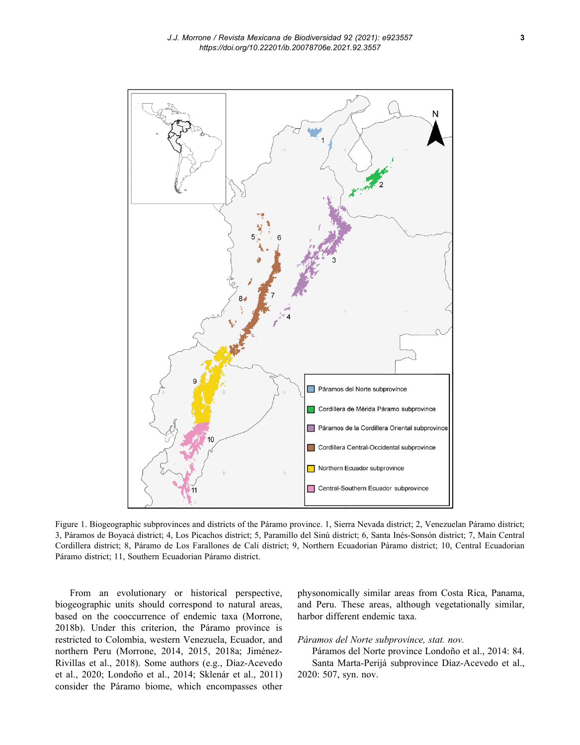Figure 1. Biogeographic subprovinces and districts of the Páramo province. 1, Sierra Nevada district; 2, Venezuelan Páramo district; 3, Páramos de Boyacá district; 4, Los Picachos district; 5, Paramillo del Sinú district; 6, Santa Inés-Sonsón district; 7, Main Central Cordillera district; 8, Páramo de Los Farallones de Cali district; 9, Northern Ecuadorian Páramo district; 10, Central Ecuadorian Páramo district; 11, Southern Ecuadorian Páramo district.

From an evolutionary or historical perspective, biogeographic units should correspond to natural areas, based on the cooccurrence of endemic taxa (Morrone, 2018b). Under this criterion, the Páramo province is restricted to Colombia, western Venezuela, Ecuador, and northern Peru (Morrone, 2014, 2015, 2018a; Jiménez-Rivillas et al., 2018). Some authors (e.g., Díaz-Acevedo et al., 2020; Londoño et al., 2014; Sklenár et al., 2011) consider the Páramo biome, which encompasses other physonomically similar areas from Costa Rica, Panama, and Peru. These areas, although vegetationally similar, harbor different endemic taxa.

*Páramos del Norte subprovince, stat. nov.*

Páramos del Norte province Londoño et al., 2014: 84.

Santa Marta-Perijá subprovince Díaz-Acevedo et al., 2020: 507, syn. nov.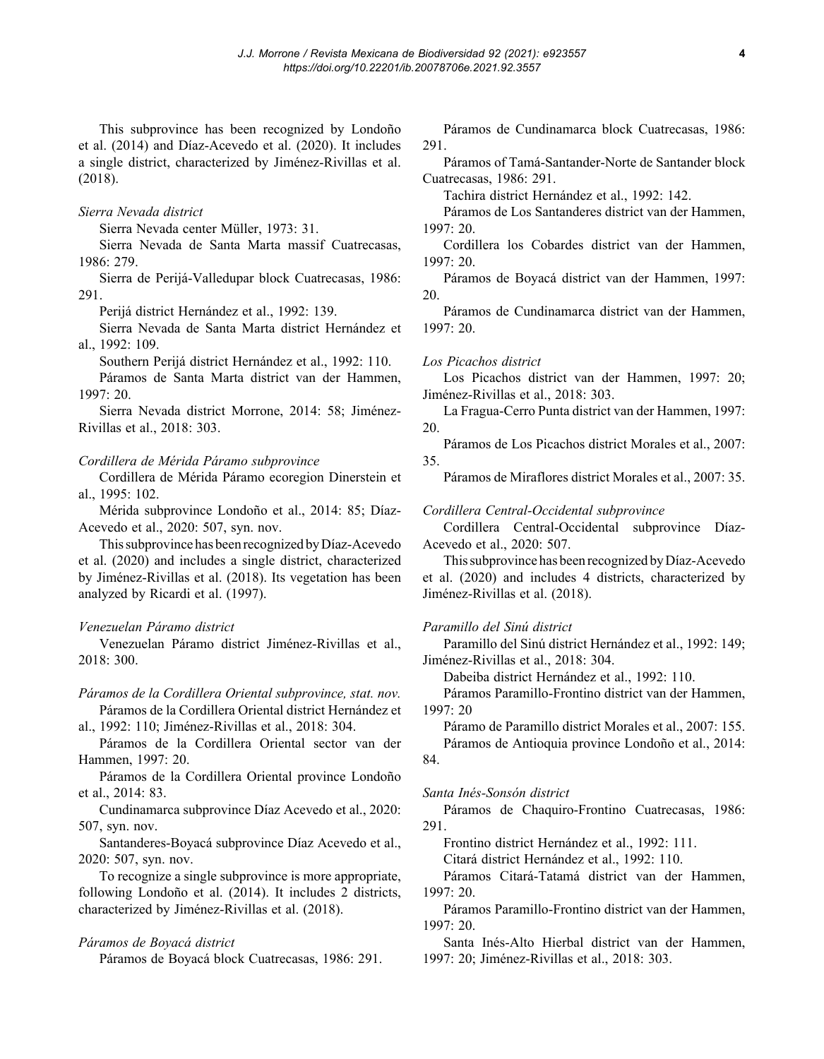This subprovince has been recognized by Londoño et al. (2014) and Díaz-Acevedo et al. (2020). It includes a single district, characterized by Jiménez-Rivillas et al. (2018).

*Sierra Nevada district*

Sierra Nevada center Müller, 1973: 31.

Sierra Nevada de Santa Marta massif Cuatrecasas, 1986: 279.

Sierra de Perijá-Valledupar block Cuatrecasas, 1986: 291.

Perijá district Hernández et al., 1992: 139.

Sierra Nevada de Santa Marta district Hernández et al., 1992: 109.

Southern Perijá district Hernández et al., 1992: 110.

Páramos de Santa Marta district van der Hammen, 1997: 20.

Sierra Nevada district Morrone, 2014: 58; Jiménez-Rivillas et al., 2018: 303.

*Cordillera de Mérida Páramo subprovince*

Cordillera de Mérida Páramo ecoregion Dinerstein et al., 1995: 102.

Mérida subprovince Londoño et al., 2014: 85; Díaz-Acevedo et al., 2020: 507, syn. nov.

This subprovince has been recognized by Díaz-Acevedo et al. (2020) and includes a single district, characterized by Jiménez-Rivillas et al. (2018). Its vegetation has been analyzed by Ricardi et al. (1997).

*Venezuelan Páramo district*

Venezuelan Páramo district Jiménez-Rivillas et al., 2018: 300.

*Páramos de la Cordillera Oriental subprovince, stat. nov.*

Páramos de la Cordillera Oriental district Hernández et al., 1992: 110; Jiménez-Rivillas et al., 2018: 304.

Páramos de la Cordillera Oriental sector van der Hammen, 1997: 20.

Páramos de la Cordillera Oriental province Londoño et al., 2014: 83.

Cundinamarca subprovince Díaz Acevedo et al., 2020: 507, syn. nov.

Santanderes-Boyacá subprovince Díaz Acevedo et al., 2020: 507, syn. nov.

To recognize a single subprovince is more appropriate, following Londoño et al. (2014). It includes 2 districts, characterized by Jiménez-Rivillas et al. (2018).

*Páramos de Boyacá district*

Páramos de Boyacá block Cuatrecasas, 1986: 291.

Páramos de Cundinamarca block Cuatrecasas, 1986: 291.

Páramos of Tamá-Santander-Norte de Santander block Cuatrecasas, 1986: 291.

Tachira district Hernández et al., 1992: 142.

Páramos de Los Santanderes district van der Hammen, 1997: 20.

Cordillera los Cobardes district van der Hammen, 1997: 20.

Páramos de Boyacá district van der Hammen, 1997: 20.

Páramos de Cundinamarca district van der Hammen, 1997: 20.

*Los Picachos district*

Los Picachos district van der Hammen, 1997: 20; Jiménez-Rivillas et al., 2018: 303.

La Fragua-Cerro Punta district van der Hammen, 1997: 20.

Páramos de Los Picachos district Morales et al., 2007: 35.

Páramos de Miraflores district Morales et al., 2007: 35.

*Cordillera Central-Occidental subprovince*

Cordillera Central-Occidental subprovince Díaz-Acevedo et al., 2020: 507.

This subprovince has been recognized by Díaz-Acevedo et al. (2020) and includes 4 districts, characterized by Jiménez-Rivillas et al. (2018).

*Paramillo del Sinú district*

Paramillo del Sinú district Hernández et al., 1992: 149; Jiménez-Rivillas et al., 2018: 304.

Dabeiba district Hernández et al., 1992: 110.

Páramos Paramillo-Frontino district van der Hammen, 1997: 20

Páramo de Paramillo district Morales et al., 2007: 155.

Páramos de Antioquia province Londoño et al., 2014: 84.

*Santa Inés-Sonsón district*

Páramos de Chaquiro-Frontino Cuatrecasas, 1986: 291.

Frontino district Hernández et al., 1992: 111.

Citará district Hernández et al., 1992: 110.

Páramos Citará-Tatamá district van der Hammen, 1997: 20.

Páramos Paramillo-Frontino district van der Hammen, 1997: 20.

Santa Inés-Alto Hierbal district van der Hammen, 1997: 20; Jiménez-Rivillas et al., 2018: 303.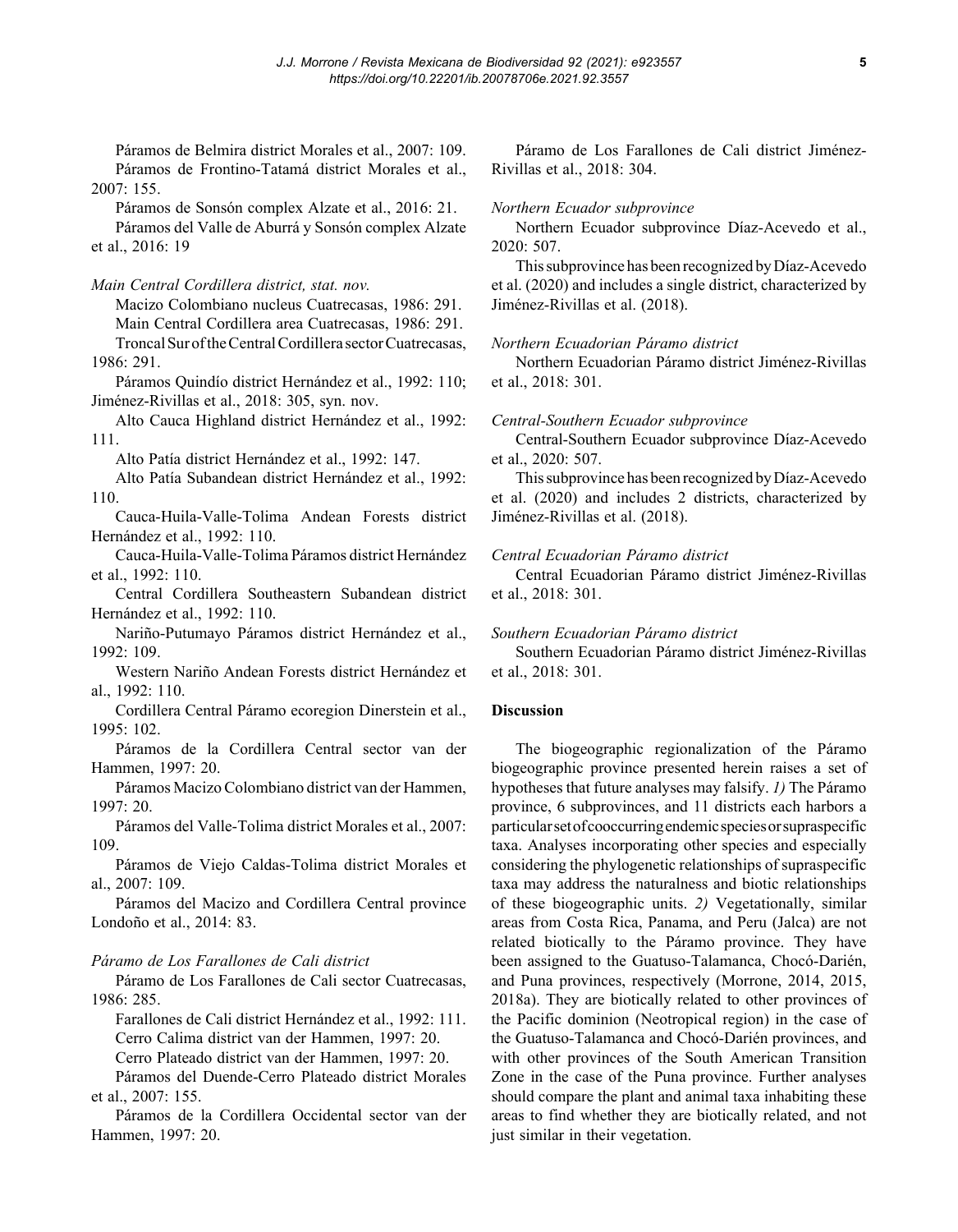Páramos de Belmira district Morales et al., 2007: 109.

Páramos de Frontino-Tatamá district Morales et al., 2007: 155.

Páramos de Sonsón complex Alzate et al., 2016: 21.

Páramos del Valle de Aburrá y Sonsón complex Alzate et al., 2016: 19

*Main Central Cordillera district, stat. nov.*

Macizo Colombiano nucleus Cuatrecasas, 1986: 291.

Main Central Cordillera area Cuatrecasas, 1986: 291.

Troncal Sur of the Central Cordillera sector Cuatrecasas, 1986: 291.

Páramos Quindío district Hernández et al., 1992: 110; Jiménez-Rivillas et al., 2018: 305, syn. nov.

Alto Cauca Highland district Hernández et al., 1992: 111.

Alto Patía district Hernández et al., 1992: 147.

Alto Patía Subandean district Hernández et al., 1992: 110.

Cauca-Huila-Valle-Tolima Andean Forests district Hernández et al., 1992: 110.

Cauca-Huila-Valle-Tolima Páramos district Hernández et al., 1992: 110.

Central Cordillera Southeastern Subandean district Hernández et al., 1992: 110.

Nariño-Putumayo Páramos district Hernández et al., 1992: 109.

Western Nariño Andean Forests district Hernández et al., 1992: 110.

Cordillera Central Páramo ecoregion Dinerstein et al., 1995: 102.

Páramos de la Cordillera Central sector van der Hammen, 1997: 20.

Páramos Macizo Colombiano district van der Hammen, 1997: 20.

Páramos del Valle-Tolima district Morales et al., 2007: 109.

Páramos de Viejo Caldas-Tolima district Morales et al., 2007: 109.

Páramos del Macizo and Cordillera Central province Londoño et al., 2014: 83.

*Páramo de Los Farallones de Cali district*

Páramo de Los Farallones de Cali sector Cuatrecasas, 1986: 285.

Farallones de Cali district Hernández et al., 1992: 111.

Cerro Calima district van der Hammen, 1997: 20.

Cerro Plateado district van der Hammen, 1997: 20.

Páramos del Duende-Cerro Plateado district Morales et al., 2007: 155.

Páramos de la Cordillera Occidental sector van der Hammen, 1997: 20.

Páramo de Los Farallones de Cali district Jiménez-Rivillas et al., 2018: 304.

*Northern Ecuador subprovince*

Northern Ecuador subprovince Díaz-Acevedo et al., 2020: 507.

This subprovince has been recognized by Díaz-Acevedo et al. (2020) and includes a single district, characterized by Jiménez-Rivillas et al. (2018).

*Northern Ecuadorian Páramo district*

Northern Ecuadorian Páramo district Jiménez-Rivillas et al., 2018: 301.

*Central-Southern Ecuador subprovince*

Central-Southern Ecuador subprovince Díaz-Acevedo et al., 2020: 507.

This subprovince has been recognized by Díaz-Acevedo et al. (2020) and includes 2 districts, characterized by Jiménez-Rivillas et al. (2018).

*Central Ecuadorian Páramo district*

Central Ecuadorian Páramo district Jiménez-Rivillas et al., 2018: 301.

*Southern Ecuadorian Páramo district*

Southern Ecuadorian Páramo district Jiménez-Rivillas et al., 2018: 301.

## Discussion

The biogeographic regionalization of the Páramo biogeographic province presented herein raises a set of hypotheses that future analyses may falsify. *1)* The Páramo province, 6 subprovinces, and 11 districts each harbors a particular set of cooccurring endemic species or supraspecific taxa. Analyses incorporating other species and especially considering the phylogenetic relationships of supraspecific taxa may address the naturalness and biotic relationships of these biogeographic units. *2)* Vegetationally, similar areas from Costa Rica, Panama, and Peru (Jalca) are not related biotically to the Páramo province. They have been assigned to the Guatuso-Talamanca, Chocó-Darién, and Puna provinces, respectively (Morrone, 2014, 2015, 2018a). They are biotically related to other provinces of the Pacific dominion (Neotropical region) in the case of the Guatuso-Talamanca and Chocó-Darién provinces, and with other provinces of the South American Transition Zone in the case of the Puna province. Further analyses should compare the plant and animal taxa inhabiting these areas to find whether they are biotically related, and not just similar in their vegetation.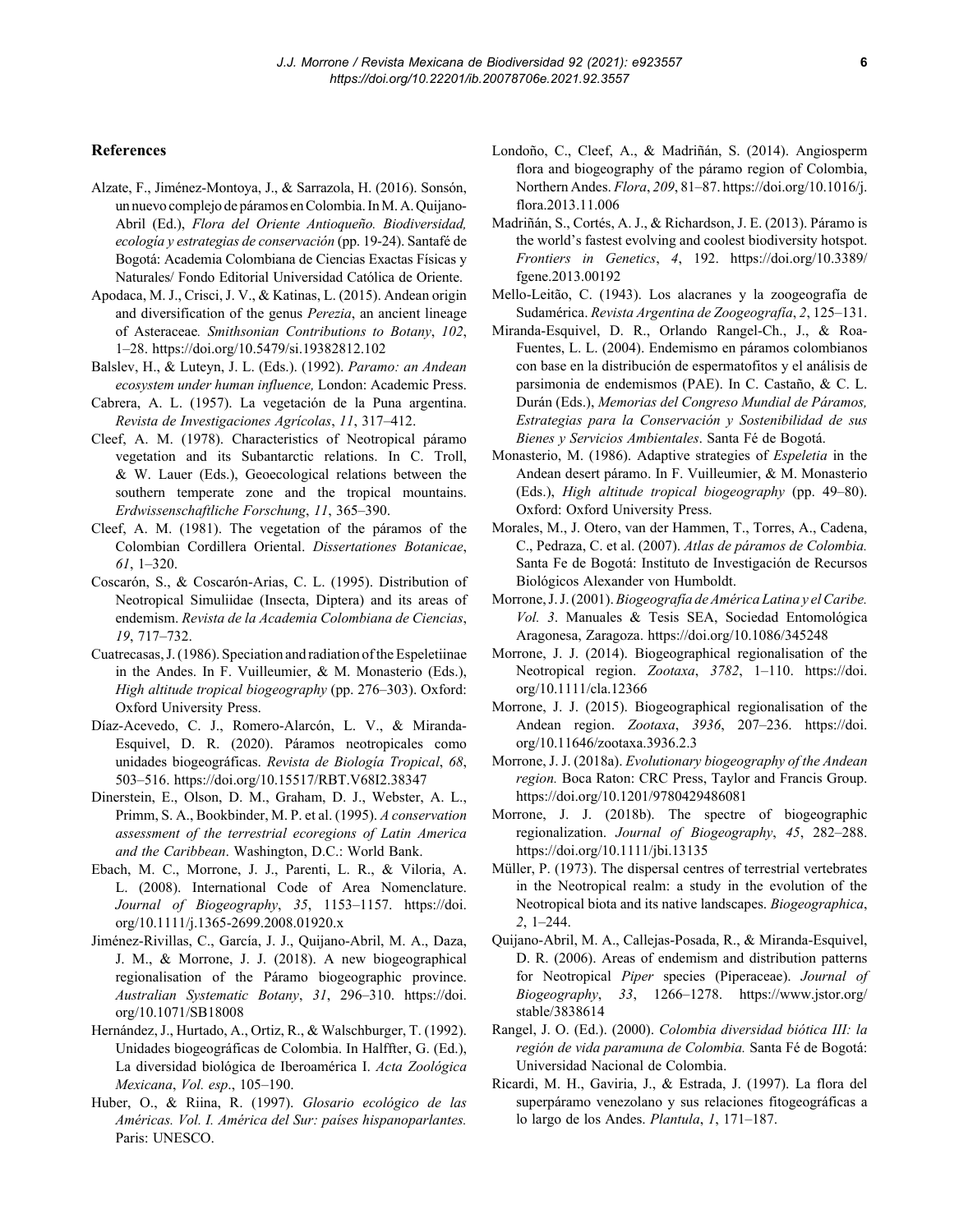## References

Alzate, F., Jiménez-Montoya, J., & Sarrazola, H. (2016). Sonsón, un nuevo complejo de páramos en Colombia. In M. A. Quijano-Abril (Ed.), *Flora del Oriente Antioqueño. Biodiversidad, ecología y estrategias de conservación* (pp. 19-24). Santafé de Bogotá: Academia Colombiana de Ciencias Exactas Físicas y Naturales/ Fondo Editorial Universidad Católica de Oriente.

Apodaca, M. J., Crisci, J. V., & Katinas, L. (2015). Andean origin and diversification of the genus *Perezia*, an ancient lineage of Asteraceae. *Smithsonian Contributions to Botany*, *102*, 1–28. https://doi.org/10.5479/si.19382812.102

Balslev, H., & Luteyn, J. L. (Eds.). (1992). *Paramo: an Andean ecosystem under human influence,* London: Academic Press.

Cabrera, A. L. (1957). La vegetación de la Puna argentina. *Revista de Investigaciones Agrícolas*, *11*, 317–412.

Cleef, A. M. (1978). Characteristics of Neotropical páramo vegetation and its Subantarctic relations. In C. Troll, & W. Lauer (Eds.), Geoecological relations between the southern temperate zone and the tropical mountains. *Erdwissenschaftliche Forschung*, *11*, 365–390.

Cleef, A. M. (1981). The vegetation of the páramos of the Colombian Cordillera Oriental. *Dissertationes Botanicae*, *61*, 1–320.

Coscarón, S., & Coscarón-Arias, C. L. (1995). Distribution of Neotropical Simuliidae (Insecta, Diptera) and its areas of endemism. *Revista de la Academia Colombiana de Ciencias*, *19*, 717–732.

Cuatrecasas, J. (1986). Speciation and radiation of the Espeletiinae in the Andes. In F. Vuilleumier, & M. Monasterio (Eds.), *High altitude tropical biogeography* (pp. 276–303). Oxford: Oxford University Press.

Díaz-Acevedo, C. J., Romero-Alarcón, L. V., & Miranda-Esquivel, D. R. (2020). Páramos neotropicales como unidades biogeográficas. *Revista de Biología Tropical*, *68*, 503–516. https://doi.org/10.15517/RBT.V68I2.38347

Dinerstein, E., Olson, D. M., Graham, D. J., Webster, A. L., Primm, S. A., Bookbinder, M. P. et al. (1995). *A conservation assessment of the terrestrial ecoregions of Latin America and the Caribbean*. Washington, D.C.: World Bank.

Ebach, M. C., Morrone, J. J., Parenti, L. R., & Viloria, A. L. (2008). International Code of Area Nomenclature. *Journal of Biogeography*, *35*, 1153–1157. https://doi.org/10.1111/j.1365-2699.2008.01920.x

Jiménez-Rivillas, C., García, J. J., Quijano-Abril, M. A., Daza, J. M., & Morrone, J. J. (2018). A new biogeographical regionalisation of the Páramo biogeographic province. *Australian Systematic Botany*, *31*, 296–310. https://doi.org/10.1071/SB18008

Hernández, J., Hurtado, A., Ortiz, R., & Walschburger, T. (1992). Unidades biogeográficas de Colombia. In Halffter, G. (Ed.), La diversidad biológica de Iberoamérica I. *Acta Zoológica Mexicana*, *Vol. esp*., 105–190.

Huber, O., & Riina, R. (1997). *Glosario ecológico de las Américas. Vol. I. América del Sur: países hispanoparlantes.* Paris: UNESCO.

Londoño, C., Cleef, A., & Madriñán, S. (2014). Angiosperm flora and biogeography of the páramo region of Colombia, Northern Andes. *Flora*, *209*, 81–87. https://doi.org/10.1016/j.flora.2013.11.006

Madriñán, S., Cortés, A. J., & Richardson, J. E. (2013). Páramo is the world's fastest evolving and coolest biodiversity hotspot. *Frontiers in Genetics*, *4*, 192. https://doi.org/10.3389/fgene.2013.00192

Mello-Leitão, C. (1943). Los alacranes y la zoogeografía de Sudamérica. *Revista Argentina de Zoogeografía*, *2*, 125–131.

Miranda-Esquivel, D. R., Orlando Rangel-Ch., J., & Roa-Fuentes, L. L. (2004). Endemismo en páramos colombianos con base en la distribución de espermatofitos y el análisis de parsimonia de endemismos (PAE). In C. Castaño, & C. L. Durán (Eds.), *Memorias del Congreso Mundial de Páramos, Estrategias para la Conservación y Sostenibilidad de sus Bienes y Servicios Ambientales*. Santa Fé de Bogotá.

Monasterio, M. (1986). Adaptive strategies of *Espeletia* in the Andean desert páramo. In F. Vuilleumier, & M. Monasterio (Eds.), *High altitude tropical biogeography* (pp. 49–80). Oxford: Oxford University Press.

Morales, M., J. Otero, van der Hammen, T., Torres, A., Cadena, C., Pedraza, C. et al. (2007). *Atlas de páramos de Colombia.* Santa Fe de Bogotá: Instituto de Investigación de Recursos Biológicos Alexander von Humboldt.

Morrone, J. J. (2001). *Biogeografía de América Latina y el Caribe. Vol. 3*. Manuales & Tesis SEA, Sociedad Entomológica Aragonesa, Zaragoza. https://doi.org/10.1086/345248

Morrone, J. J. (2014). Biogeographical regionalisation of the Neotropical region. *Zootaxa*, *3782*, 1–110. https://doi.org/10.1111/cla.12366

Morrone, J. J. (2015). Biogeographical regionalisation of the Andean region. *Zootaxa*, *3936*, 207–236. https://doi.org/10.11646/zootaxa.3936.2.3

Morrone, J. J. (2018a). *Evolutionary biogeography of the Andean region.* Boca Raton: CRC Press, Taylor and Francis Group. https://doi.org/10.1201/9780429486081

Morrone, J. J. (2018b). The spectre of biogeographic regionalization. *Journal of Biogeography*, *45*, 282–288. https://doi.org/10.1111/jbi.13135

Müller, P. (1973). The dispersal centres of terrestrial vertebrates in the Neotropical realm: a study in the evolution of the Neotropical biota and its native landscapes. *Biogeographica*, *2*, 1–244.

Quijano-Abril, M. A., Callejas-Posada, R., & Miranda-Esquivel, D. R. (2006). Areas of endemism and distribution patterns for Neotropical *Piper* species (Piperaceae). *Journal of Biogeography*, *33*, 1266–1278. https://www.jstor.org/stable/3838614

Rangel, J. O. (Ed.). (2000). *Colombia diversidad biótica III: la región de vida paramuna de Colombia.* Santa Fé de Bogotá: Universidad Nacional de Colombia.

Ricardi, M. H., Gaviria, J., & Estrada, J. (1997). La flora del superpáramo venezolano y sus relaciones fitogeográficas a lo largo de los Andes. *Plantula*, *1*, 171–187.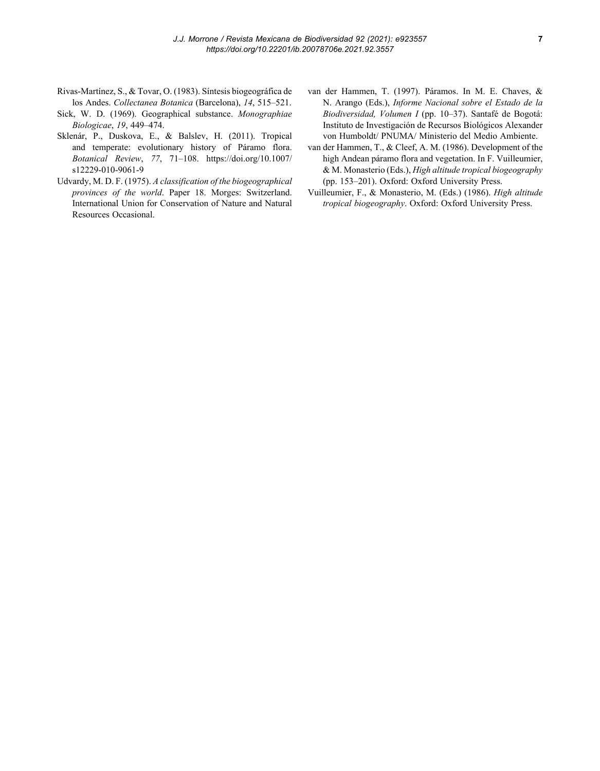Rivas-Martínez, S., & Tovar, O. (1983). Síntesis biogeográfica de los Andes. *Collectanea Botanica* (Barcelona), *14*, 515–521.

Sick, W. D. (1969). Geographical substance. *Monographiae Biologicae*, *19*, 449–474.

Sklenár, P., Duskova, E., & Balslev, H. (2011). Tropical and temperate: evolutionary history of Páramo flora. *Botanical Review*, *77*, 71–108. https://doi.org/10.1007/s12229-010-9061-9

Udvardy, M. D. F. (1975). *A classification of the biogeographical provinces of the world*. Paper 18. Morges: Switzerland. International Union for Conservation of Nature and Natural Resources Occasional.

van der Hammen, T. (1997). Páramos. In M. E. Chaves, & N. Arango (Eds.), *Informe Nacional sobre el Estado de la Biodiversidad, Volumen I* (pp. 10–37). Santafé de Bogotá: Instituto de Investigación de Recursos Biológicos Alexander von Humboldt/ PNUMA/ Ministerio del Medio Ambiente.

van der Hammen, T., & Cleef, A. M. (1986). Development of the high Andean páramo flora and vegetation. In F. Vuilleumier, & M. Monasterio (Eds.), *High altitude tropical biogeography* (pp. 153–201). Oxford: Oxford University Press.

Vuilleumier, F., & Monasterio, M. (Eds.) (1986). *High altitude tropical biogeography*. Oxford: Oxford University Press.